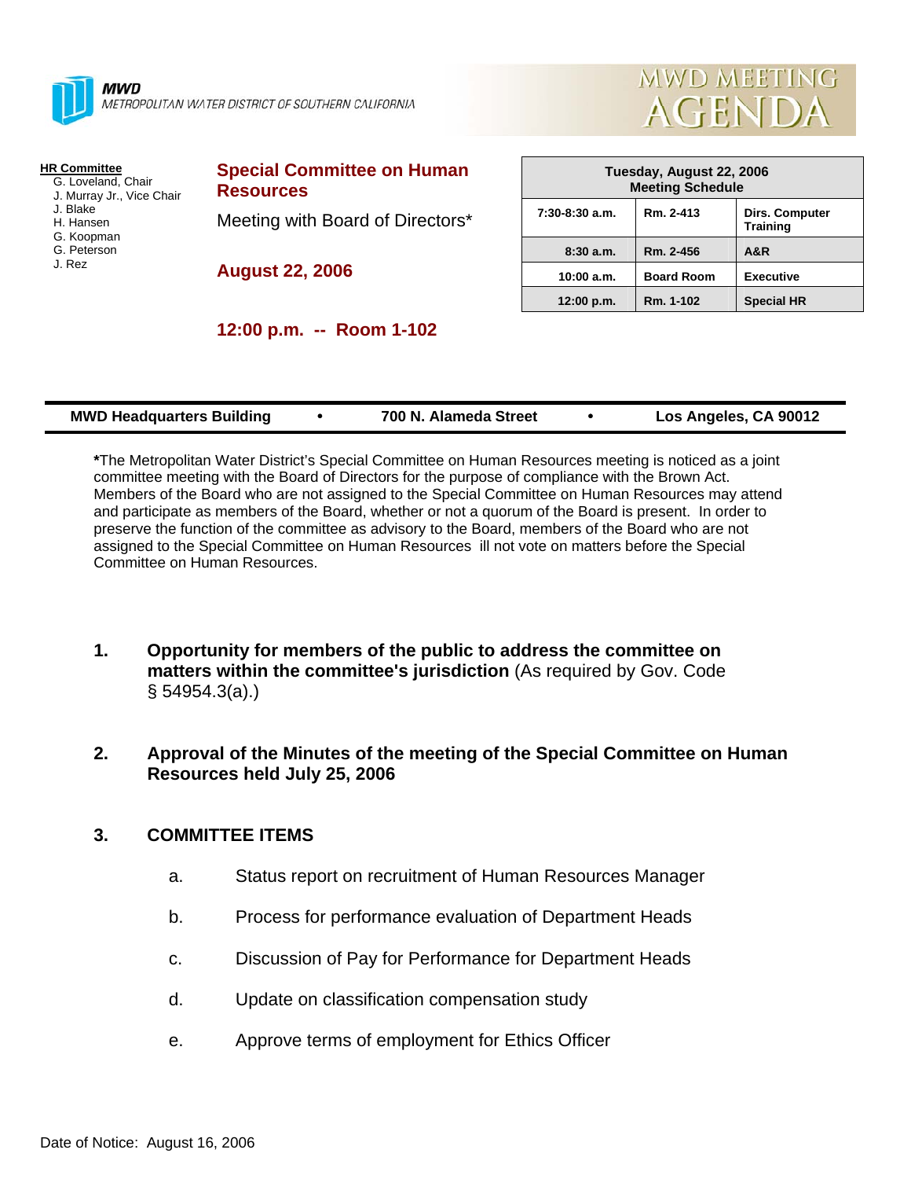**MWD**
METROPOLITAN WATER DISTRICT OF SOUTHERN CALIFORNIA

# MWD MEETING AGENDA

**HR Committee**
- G. Loveland, Chair
- J. Murray Jr., Vice Chair
- J. Blake
- H. Hansen
- G. Koopman
- G. Peterson
- J. Rez

## Special Committee on Human Resources

Meeting with Board of Directors*

**August 22, 2006**

**12:00 p.m. -- Room 1-102**

| Tuesday, August 22, 2006 Meeting Schedule | | |
|---|---|---|
| 7:30-8:30 a.m. | Rm. 2-413 | Dirs. Computer Training |
| 8:30 a.m. | Rm. 2-456 | A&R |
| 10:00 a.m. | Board Room | Executive |
| 12:00 p.m. | Rm. 1-102 | Special HR |

**MWD Headquarters Building • 700 N. Alameda Street • Los Angeles, CA 90012**

***The Metropolitan Water District's Special Committee on Human Resources meeting is noticed as a joint committee meeting with the Board of Directors for the purpose of compliance with the Brown Act. Members of the Board who are not assigned to the Special Committee on Human Resources may attend and participate as members of the Board, whether or not a quorum of the Board is present. In order to preserve the function of the committee as advisory to the Board, members of the Board who are not assigned to the Special Committee on Human Resources ill not vote on matters before the Special Committee on Human Resources.

1. **Opportunity for members of the public to address the committee on matters within the committee's jurisdiction** (As required by Gov. Code § 54954.3(a).)

2. **Approval of the Minutes of the meeting of the Special Committee on Human Resources held July 25, 2006**

3. **COMMITTEE ITEMS**

   a. Status report on recruitment of Human Resources Manager

   b. Process for performance evaluation of Department Heads

   c. Discussion of Pay for Performance for Department Heads

   d. Update on classification compensation study

   e. Approve terms of employment for Ethics Officer

Date of Notice: August 16, 2006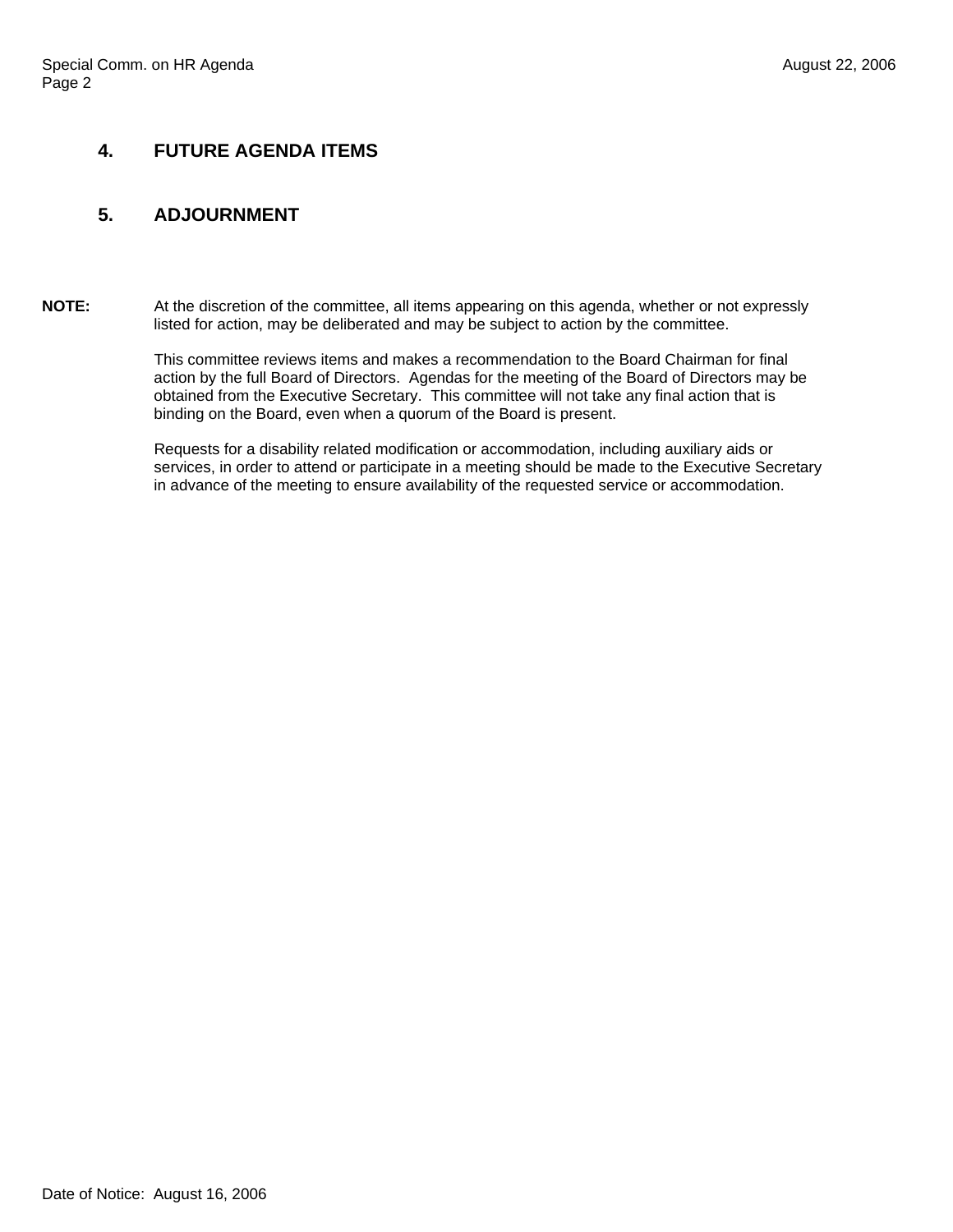## 4. FUTURE AGENDA ITEMS

## 5. ADJOURNMENT

**NOTE:** At the discretion of the committee, all items appearing on this agenda, whether or not expressly listed for action, may be deliberated and may be subject to action by the committee.

This committee reviews items and makes a recommendation to the Board Chairman for final action by the full Board of Directors. Agendas for the meeting of the Board of Directors may be obtained from the Executive Secretary. This committee will not take any final action that is binding on the Board, even when a quorum of the Board is present.

Requests for a disability related modification or accommodation, including auxiliary aids or services, in order to attend or participate in a meeting should be made to the Executive Secretary in advance of the meeting to ensure availability of the requested service or accommodation.

Date of Notice: August 16, 2006